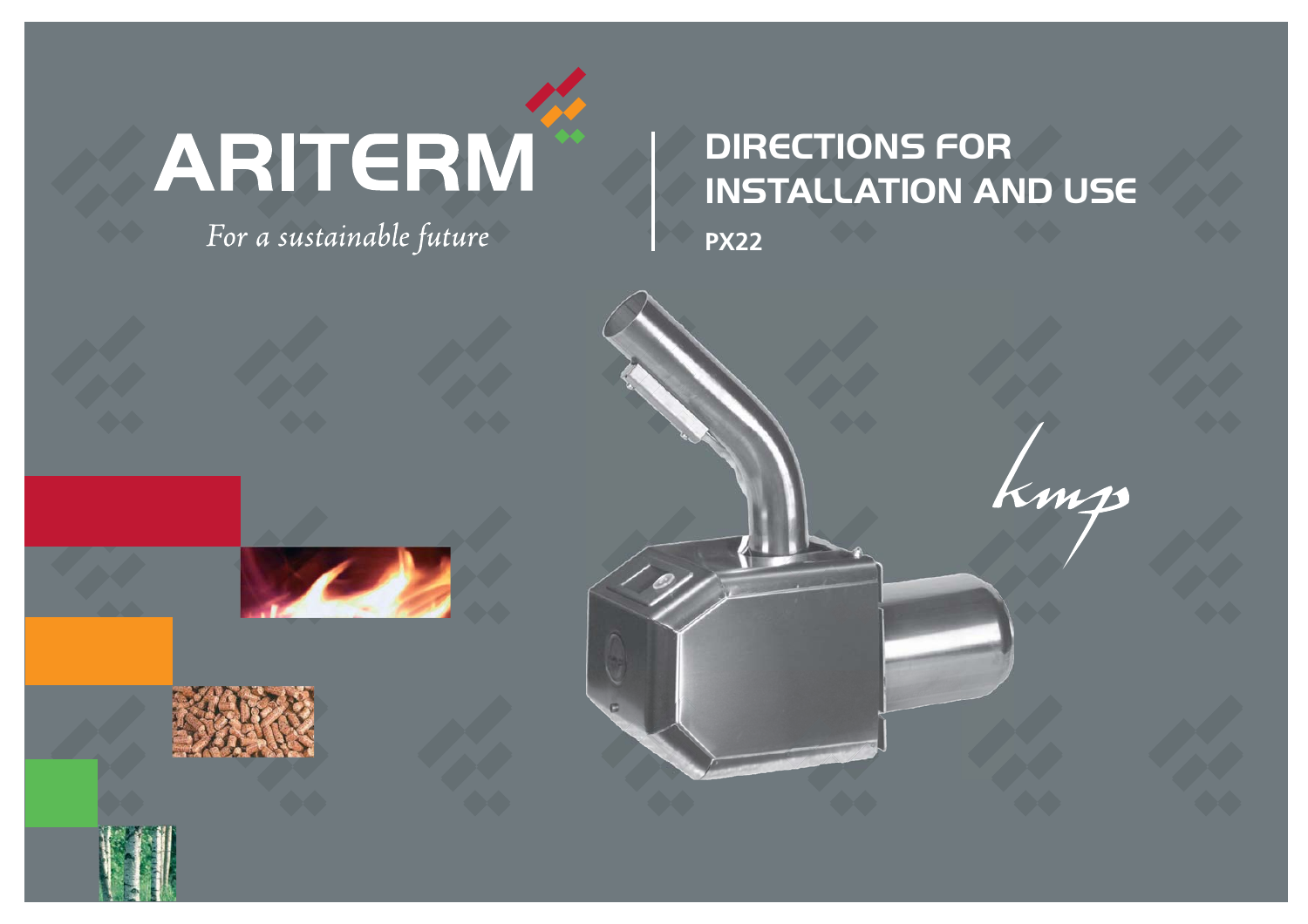# ARITERM

*For a sustainable future*

# DIRECTIONS FOR INSTALLATION AND USE

**PX22**

*kmp*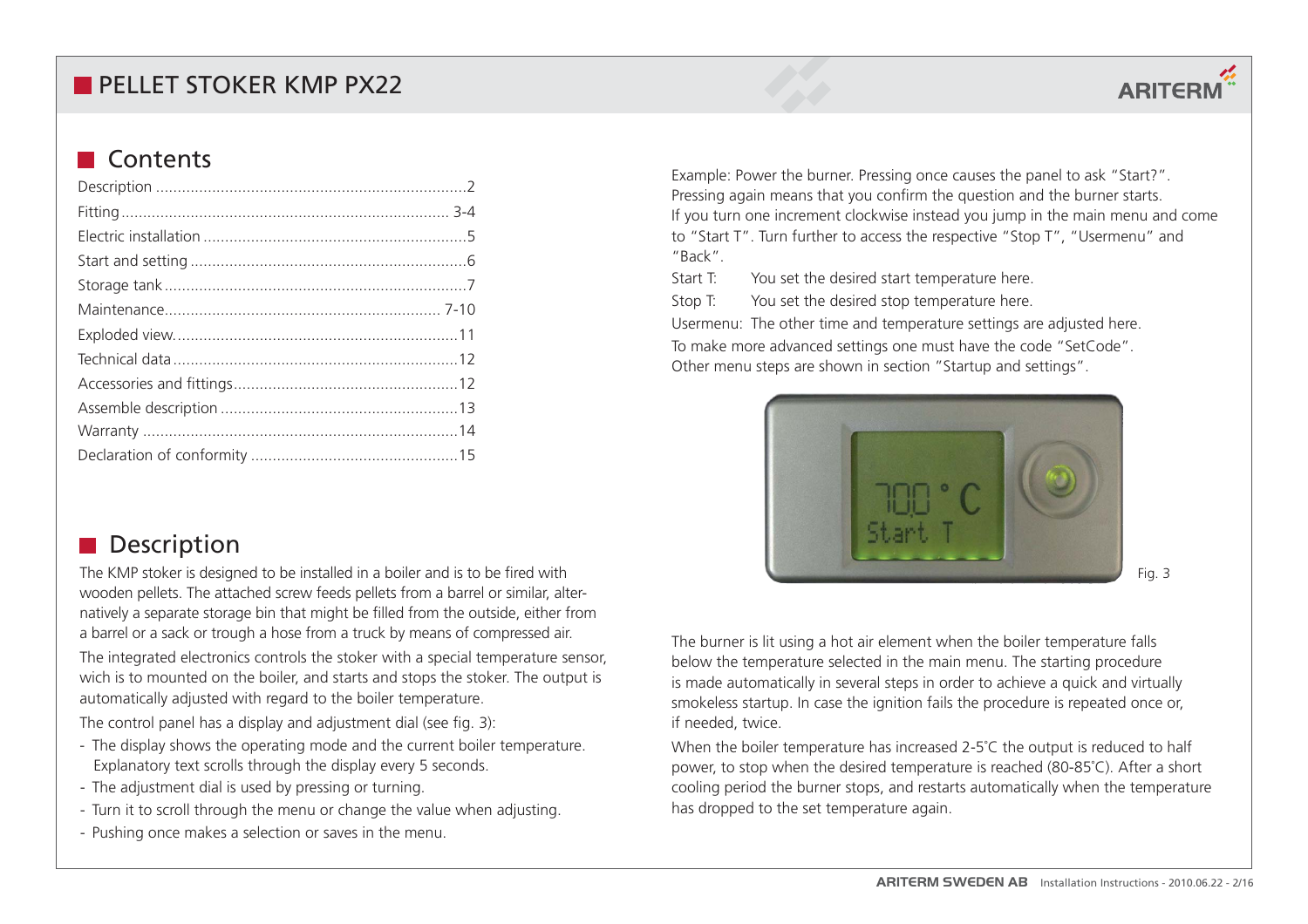## Contents

| | |
|---|---|
| Description | 2 |
| Fitting | 3-4 |
| Electric installation | 5 |
| Start and setting | 6 |
| Storage tank | 7 |
| Maintenance | 7-10 |
| Exploded view | 11 |
| Technical data | 12 |
| Accessories and fittings | 12 |
| Assemble description | 13 |
| Warranty | 14 |
| Declaration of conformity | 15 |

## Description

The KMP stoker is designed to be installed in a boiler and is to be fired with wooden pellets. The attached screw feeds pellets from a barrel or similar, alternatively a separate storage bin that might be filled from the outside, either from a barrel or a sack or trough a hose from a truck by means of compressed air.

The integrated electronics controls the stoker with a special temperature sensor, wich is to mounted on the boiler, and starts and stops the stoker. The output is automatically adjusted with regard to the boiler temperature.

The control panel has a display and adjustment dial (see fig. 3):

- The display shows the operating mode and the current boiler temperature. Explanatory text scrolls through the display every 5 seconds.
- The adjustment dial is used by pressing or turning.
- Turn it to scroll through the menu or change the value when adjusting.
- Pushing once makes a selection or saves in the menu.

Example: Power the burner. Pressing once causes the panel to ask "Start?". Pressing again means that you confirm the question and the burner starts. If you turn one increment clockwise instead you jump in the main menu and come to "Start T". Turn further to access the respective "Stop T", "Usermenu" and "Back".

Start T: You set the desired start temperature here.

Stop T: You set the desired stop temperature here.

Usermenu: The other time and temperature settings are adjusted here.

To make more advanced settings one must have the code "SetCode". Other menu steps are shown in section "Startup and settings".

Fig. 3

The burner is lit using a hot air element when the boiler temperature falls below the temperature selected in the main menu. The starting procedure is made automatically in several steps in order to achieve a quick and virtually smokeless startup. In case the ignition fails the procedure is repeated once or, if needed, twice.

When the boiler temperature has increased 2-5˚C the output is reduced to half power, to stop when the desired temperature is reached (80-85˚C). After a short cooling period the burner stops, and restarts automatically when the temperature has dropped to the set temperature again.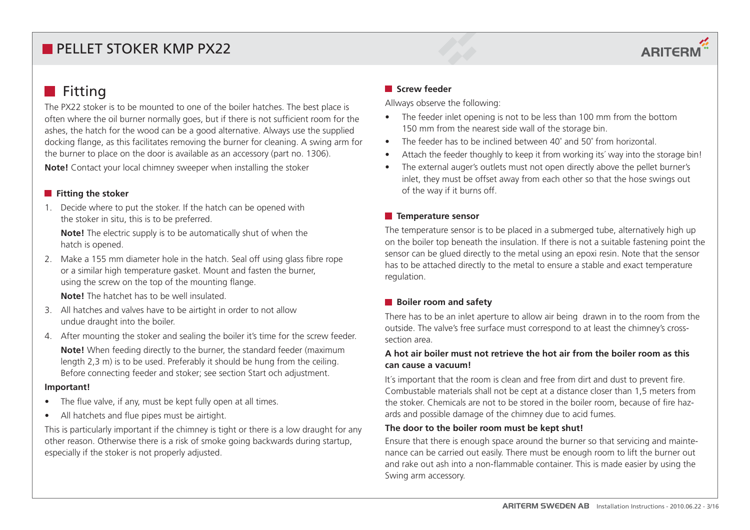# Fitting

The PX22 stoker is to be mounted to one of the boiler hatches. The best place is often where the oil burner normally goes, but if there is not sufficient room for the ashes, the hatch for the wood can be a good alternative. Always use the supplied docking flange, as this facilitates removing the burner for cleaning. A swing arm for the burner to place on the door is available as an accessory (part no. 1306).

**Note!** Contact your local chimney sweeper when installing the stoker

## Fitting the stoker

1. Decide where to put the stoker. If the hatch can be opened with the stoker in situ, this is to be preferred.

   **Note!** The electric supply is to be automatically shut of when the hatch is opened.

2. Make a 155 mm diameter hole in the hatch. Seal off using glass fibre rope or a similar high temperature gasket. Mount and fasten the burner, using the screw on the top of the mounting flange.

   **Note!** The hatchet has to be well insulated.

3. All hatches and valves have to be airtight in order to not allow undue draught into the boiler.

4. After mounting the stoker and sealing the boiler it's time for the screw feeder.

   **Note!** When feeding directly to the burner, the standard feeder (maximum length 2,3 m) is to be used. Preferably it should be hung from the ceiling. Before connecting feeder and stoker; see section Start och adjustment.

**Important!**

- The flue valve, if any, must be kept fully open at all times.
- All hatchets and flue pipes must be airtight.

This is particularly important if the chimney is tight or there is a low draught for any other reason. Otherwise there is a risk of smoke going backwards during startup, especially if the stoker is not properly adjusted.

## Screw feeder

Allways observe the following:

- The feeder inlet opening is not to be less than 100 mm from the bottom 150 mm from the nearest side wall of the storage bin.
- The feeder has to be inclined between 40˚ and 50˚ from horizontal.
- Attach the feeder thoughly to keep it from working its´ way into the storage bin!
- The external auger's outlets must not open directly above the pellet burner's inlet, they must be offset away from each other so that the hose swings out of the way if it burns off.

## Temperature sensor

The temperature sensor is to be placed in a submerged tube, alternatively high up on the boiler top beneath the insulation. If there is not a suitable fastening point the sensor can be glued directly to the metal using an epoxi resin. Note that the sensor has to be attached directly to the metal to ensure a stable and exact temperature regulation.

## Boiler room and safety

There has to be an inlet aperture to allow air being drawn in to the room from the outside. The valve's free surface must correspond to at least the chimney's cross-section area.

**A hot air boiler must not retrieve the hot air from the boiler room as this can cause a vacuum!**

It´s important that the room is clean and free from dirt and dust to prevent fire. Combustable materials shall not be cept at a distance closer than 1,5 meters from the stoker. Chemicals are not to be stored in the boiler room, because of fire hazards and possible damage of the chimney due to acid fumes.

**The door to the boiler room must be kept shut!**

Ensure that there is enough space around the burner so that servicing and maintenance can be carried out easily. There must be enough room to lift the burner out and rake out ash into a non-flammable container. This is made easier by using the Swing arm accessory.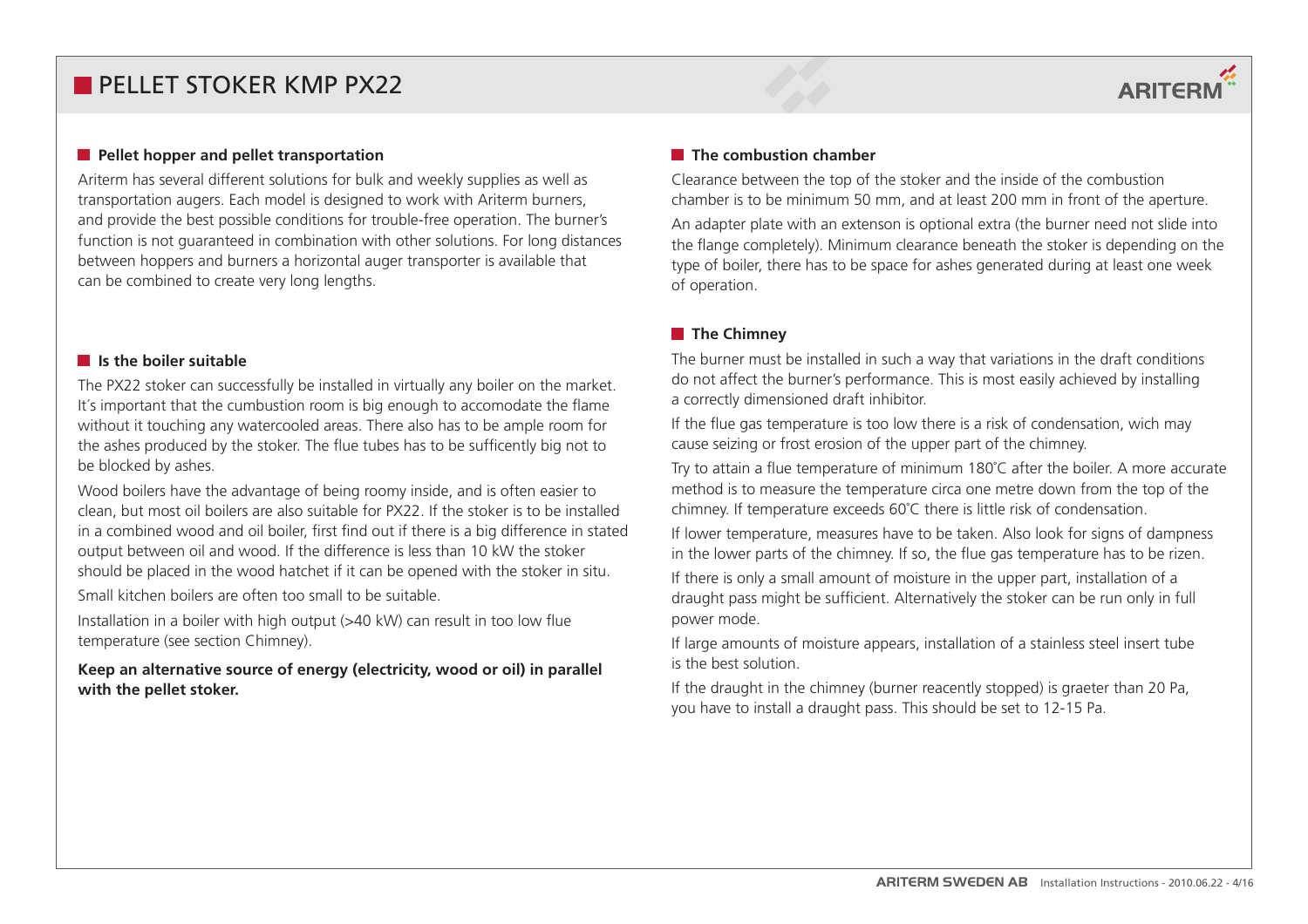# PELLET STOKER KMP PX22

## Pellet hopper and pellet transportation

Ariterm has several different solutions for bulk and weekly supplies as well as transportation augers. Each model is designed to work with Ariterm burners, and provide the best possible conditions for trouble-free operation. The burner's function is not guaranteed in combination with other solutions. For long distances between hoppers and burners a horizontal auger transporter is available that can be combined to create very long lengths.

## Is the boiler suitable

The PX22 stoker can successfully be installed in virtually any boiler on the market. It´s important that the cumbustion room is big enough to accomodate the flame without it touching any watercooled areas. There also has to be ample room for the ashes produced by the stoker. The flue tubes has to be sufficently big not to be blocked by ashes.

Wood boilers have the advantage of being roomy inside, and is often easier to clean, but most oil boilers are also suitable for PX22. If the stoker is to be installed in a combined wood and oil boiler, first find out if there is a big difference in stated output between oil and wood. If the difference is less than 10 kW the stoker should be placed in the wood hatchet if it can be opened with the stoker in situ.

Small kitchen boilers are often too small to be suitable.

Installation in a boiler with high output (>40 kW) can result in too low flue temperature (see section Chimney).

**Keep an alternative source of energy (electricity, wood or oil) in parallel with the pellet stoker.**

## The combustion chamber

Clearance between the top of the stoker and the inside of the combustion chamber is to be minimum 50 mm, and at least 200 mm in front of the aperture.

An adapter plate with an extenson is optional extra (the burner need not slide into the flange completely). Minimum clearance beneath the stoker is depending on the type of boiler, there has to be space for ashes generated during at least one week of operation.

## The Chimney

The burner must be installed in such a way that variations in the draft conditions do not affect the burner's performance. This is most easily achieved by installing a correctly dimensioned draft inhibitor.

If the flue gas temperature is too low there is a risk of condensation, wich may cause seizing or frost erosion of the upper part of the chimney.

Try to attain a flue temperature of minimum 180˚C after the boiler. A more accurate method is to measure the temperature circa one metre down from the top of the chimney. If temperature exceeds 60˚C there is little risk of condensation.

If lower temperature, measures have to be taken. Also look for signs of dampness in the lower parts of the chimney. If so, the flue gas temperature has to be rizen.

If there is only a small amount of moisture in the upper part, installation of a draught pass might be sufficient. Alternatively the stoker can be run only in full power mode.

If large amounts of moisture appears, installation of a stainless steel insert tube is the best solution.

If the draught in the chimney (burner reacently stopped) is graeter than 20 Pa, you have to install a draught pass. This should be set to 12-15 Pa.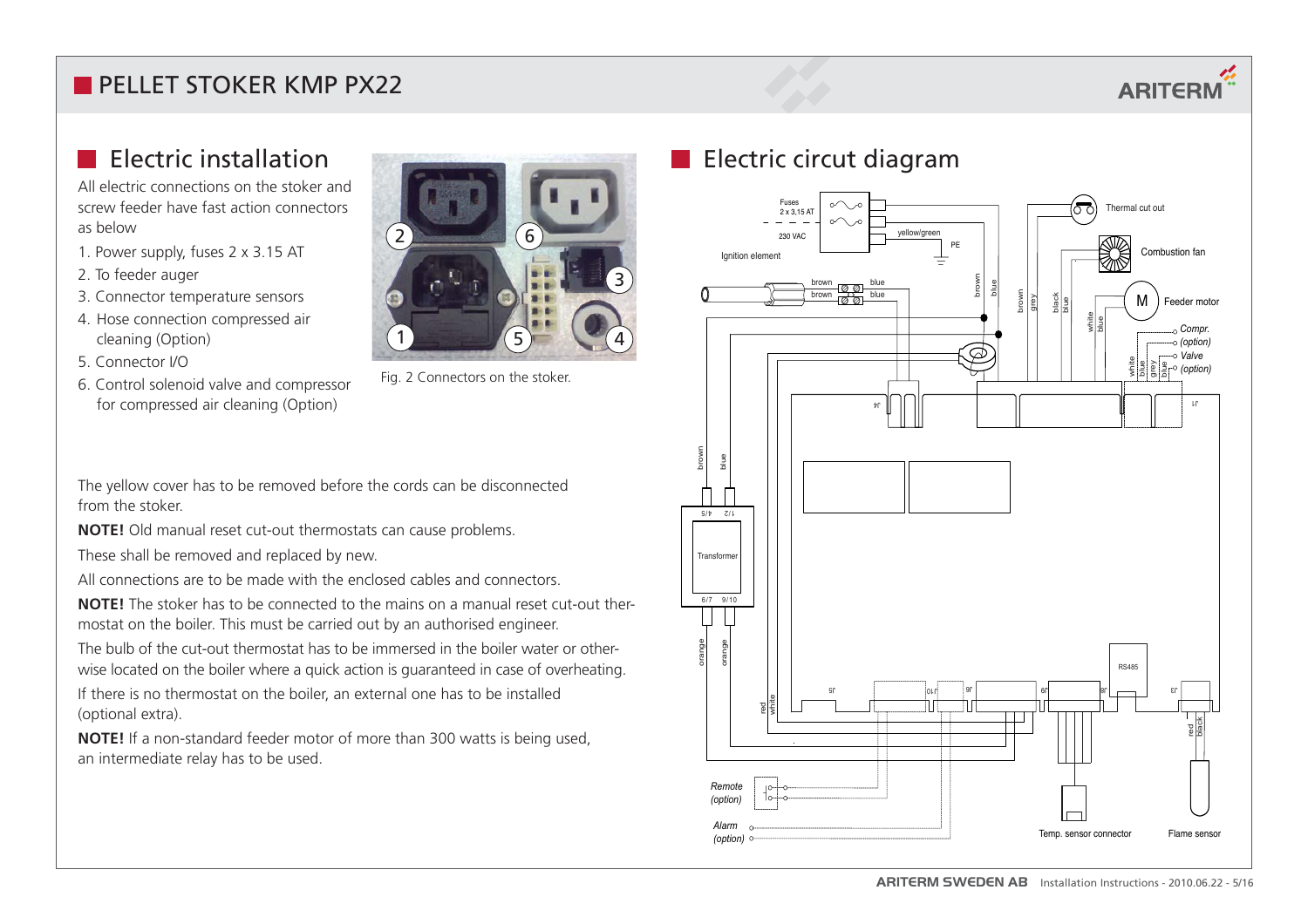# PELLET STOKER KMP PX22

## Electric installation

All electric connections on the stoker and screw feeder have fast action connectors as below

1. Power supply, fuses 2 x 3.15 AT
2. To feeder auger
3. Connector temperature sensors
4. Hose connection compressed air cleaning (Option)
5. Connector I/O
6. Control solenoid valve and compressor for compressed air cleaning (Option)

Fig. 2 Connectors on the stoker.

The yellow cover has to be removed before the cords can be disconnected from the stoker.

**NOTE!** Old manual reset cut-out thermostats can cause problems.

These shall be removed and replaced by new.

All connections are to be made with the enclosed cables and connectors.

**NOTE!** The stoker has to be connected to the mains on a manual reset cut-out thermostat on the boiler. This must be carried out by an authorised engineer.

The bulb of the cut-out thermostat has to be immersed in the boiler water or otherwise located on the boiler where a quick action is guaranteed in case of overheating.

If there is no thermostat on the boiler, an external one has to be installed (optional extra).

**NOTE!** If a non-standard feeder motor of more than 300 watts is being used, an intermediate relay has to be used.

## Electric circut diagram

Fuses 2 x 3,15 AT
230 VAC
yellow/green
PE
Ignition element
Thermal cut out
Combustion fan
Feeder motor
Compr. (option)
Valve (option)
Transformer
RS485
Remote (option)
Alarm (option)
Temp. sensor connector
Flame sensor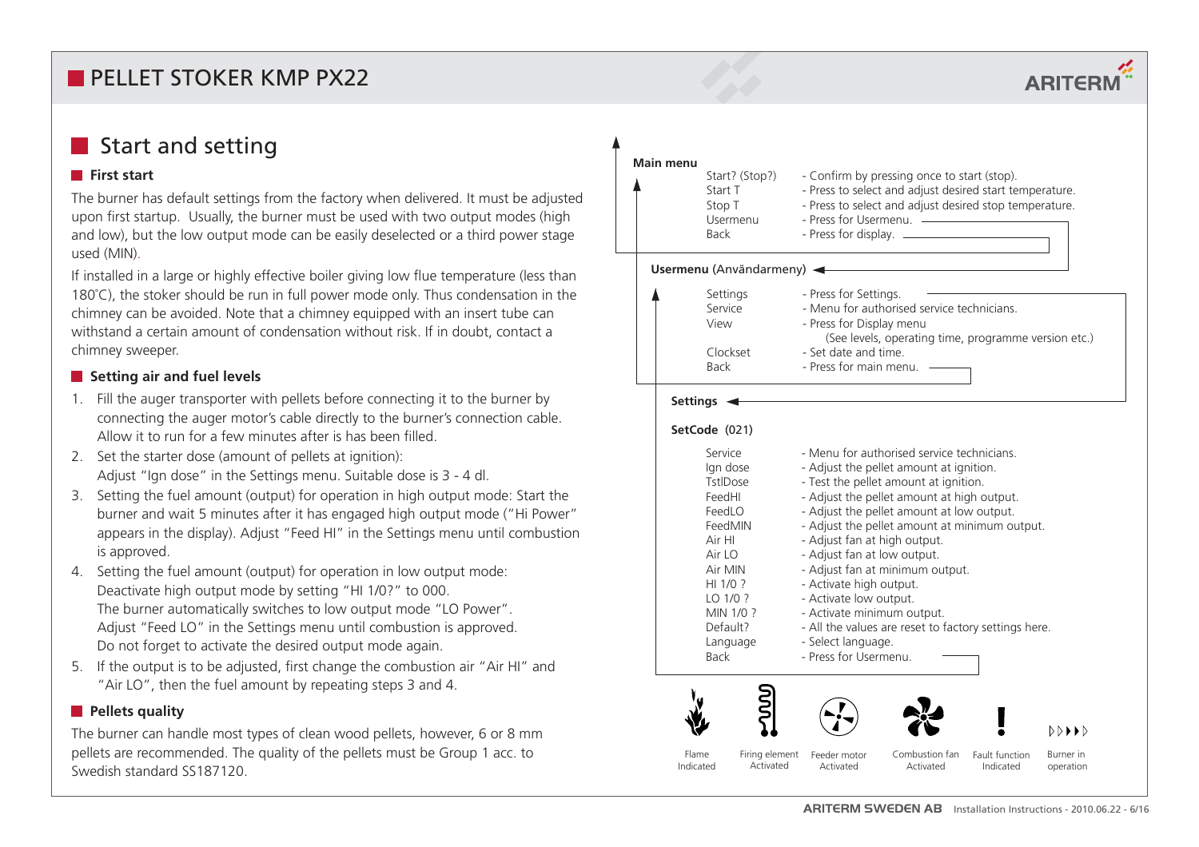# PELLET STOKER KMP PX22

## Start and setting

### First start

The burner has default settings from the factory when delivered. It must be adjusted upon first startup. Usually, the burner must be used with two output modes (high and low), but the low output mode can be easily deselected or a third power stage used (MIN).

If installed in a large or highly effective boiler giving low flue temperature (less than 180˚C), the stoker should be run in full power mode only. Thus condensation in the chimney can be avoided. Note that a chimney equipped with an insert tube can withstand a certain amount of condensation without risk. If in doubt, contact a chimney sweeper.

### Setting air and fuel levels

1. Fill the auger transporter with pellets before connecting it to the burner by connecting the auger motor's cable directly to the burner's connection cable. Allow it to run for a few minutes after is has been filled.
2. Set the starter dose (amount of pellets at ignition): Adjust "Ign dose" in the Settings menu. Suitable dose is 3 - 4 dl.
3. Setting the fuel amount (output) for operation in high output mode: Start the burner and wait 5 minutes after it has engaged high output mode ("Hi Power" appears in the display). Adjust "Feed HI" in the Settings menu until combustion is approved.
4. Setting the fuel amount (output) for operation in low output mode: Deactivate high output mode by setting "HI 1/0?" to 000. The burner automatically switches to low output mode "LO Power". Adjust "Feed LO" in the Settings menu until combustion is approved. Do not forget to activate the desired output mode again.
5. If the output is to be adjusted, first change the combustion air "Air HI" and "Air LO", then the fuel amount by repeating steps 3 and 4.

### Pellets quality

The burner can handle most types of clean wood pellets, however, 6 or 8 mm pellets are recommended. The quality of the pellets must be Group 1 acc. to Swedish standard SS187120.

**Main menu**

| | |
|---|---|
| Start? (Stop?) | - Confirm by pressing once to start (stop). |
| Start T | - Press to select and adjust desired start temperature. |
| Stop T | - Press to select and adjust desired stop temperature. |
| Usermenu | - Press for Usermenu. |
| Back | - Press for display. |

**Usermenu** (Användarmeny)

| | |
|---|---|
| Settings | - Press for Settings. |
| Service | - Menu for authorised service technicians. |
| View | - Press for Display menu (See levels, operating time, programme version etc.) |
| Clockset | - Set date and time. |
| Back | - Press for main menu. |

**Settings**

**SetCode** (021)

| | |
|---|---|
| Service | - Menu for authorised service technicians. |
| Ign dose | - Adjust the pellet amount at ignition. |
| TstlDose | - Test the pellet amount at ignition. |
| FeedHI | - Adjust the pellet amount at high output. |
| FeedLO | - Adjust the pellet amount at low output. |
| FeedMIN | - Adjust the pellet amount at minimum output. |
| Air HI | - Adjust fan at high output. |
| Air LO | - Adjust fan at low output. |
| Air MIN | - Adjust fan at minimum output. |
| HI 1/0 ? | - Activate high output. |
| LO 1/0 ? | - Activate low output. |
| MIN 1/0 ? | - Activate minimum output. |
| Default? | - All the values are reset to factory settings here. |
| Language | - Select language. |
| Back | - Press for Usermenu. |

Flame Indicated · Firing element Activated · Feeder motor Activated · Combustion fan Activated · Fault function Indicated · Burner in operation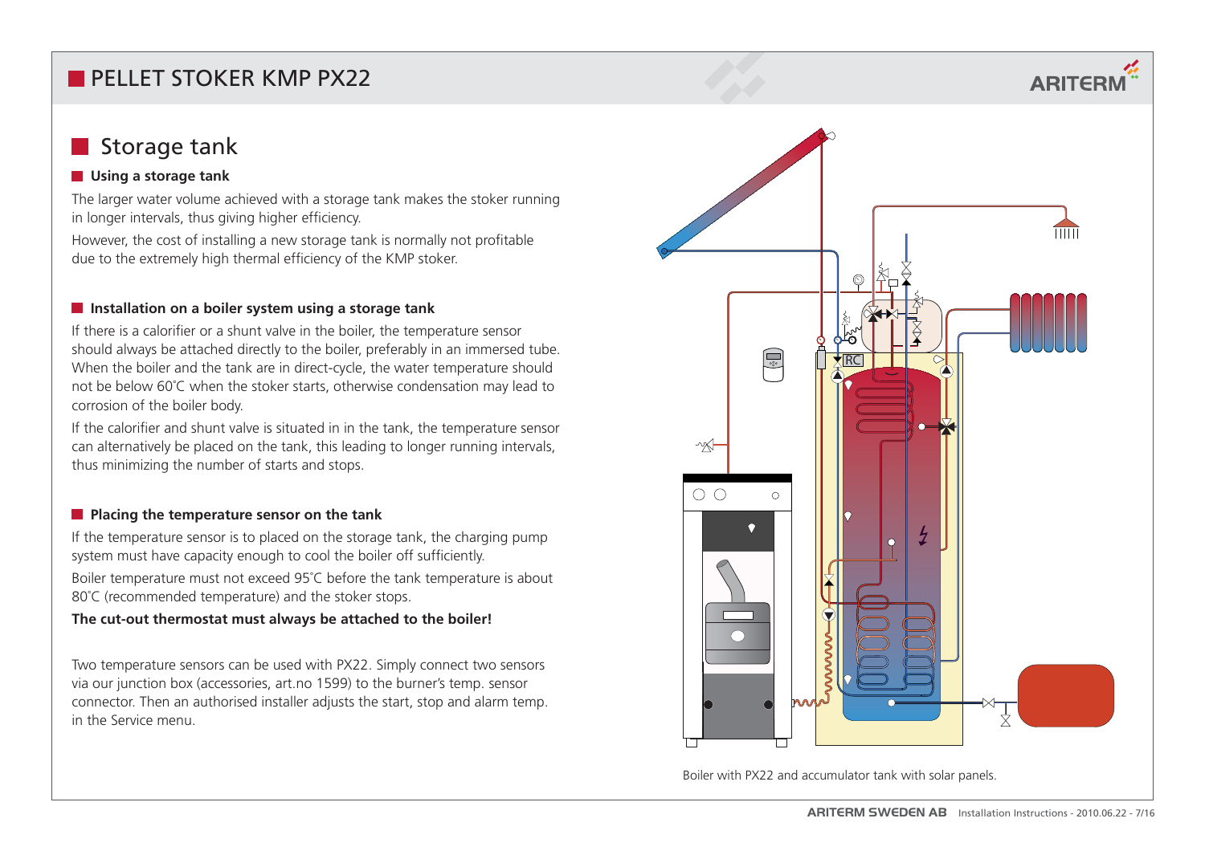# PELLET STOKER KMP PX22

## Storage tank

### Using a storage tank

The larger water volume achieved with a storage tank makes the stoker running in longer intervals, thus giving higher efficiency.

However, the cost of installing a new storage tank is normally not profitable due to the extremely high thermal efficiency of the KMP stoker.

### Installation on a boiler system using a storage tank

If there is a calorifier or a shunt valve in the boiler, the temperature sensor should always be attached directly to the boiler, preferably in an immersed tube. When the boiler and the tank are in direct-cycle, the water temperature should not be below 60˚C when the stoker starts, otherwise condensation may lead to corrosion of the boiler body.

If the calorifier and shunt valve is situated in in the tank, the temperature sensor can alternatively be placed on the tank, this leading to longer running intervals, thus minimizing the number of starts and stops.

### Placing the temperature sensor on the tank

If the temperature sensor is to placed on the storage tank, the charging pump system must have capacity enough to cool the boiler off sufficiently.

Boiler temperature must not exceed 95˚C before the tank temperature is about 80˚C (recommended temperature) and the stoker stops.

**The cut-out thermostat must always be attached to the boiler!**

Two temperature sensors can be used with PX22. Simply connect two sensors via our junction box (accessories, art.no 1599) to the burner's temp. sensor connector. Then an authorised installer adjusts the start, stop and alarm temp. in the Service menu.

Boiler with PX22 and accumulator tank with solar panels.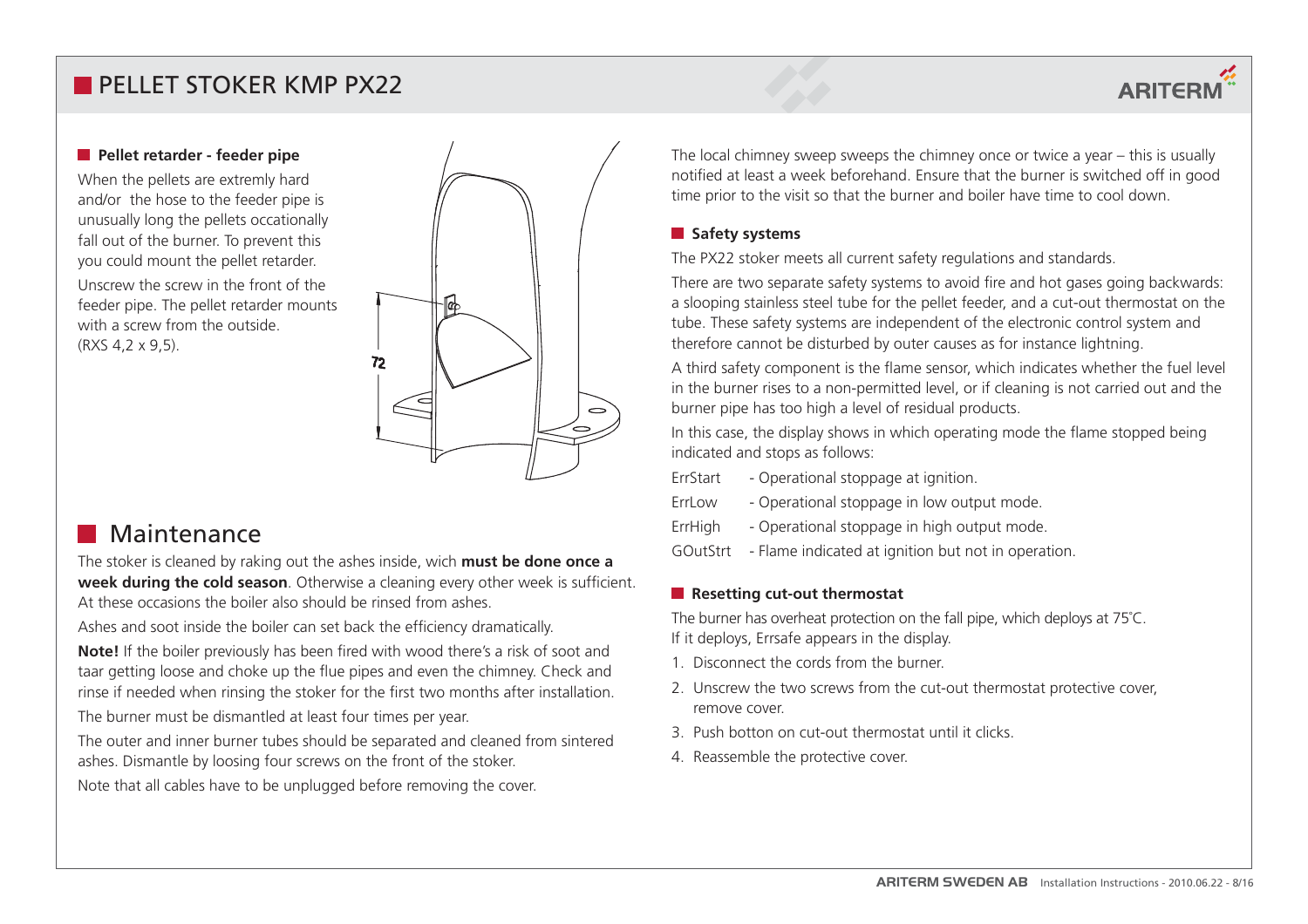# PELLET STOKER KMP PX22

### Pellet retarder - feeder pipe

When the pellets are extremly hard and/or  the hose to the feeder pipe is unusually long the pellets occationally fall out of the burner. To prevent this you could mount the pellet retarder.

Unscrew the screw in the front of the feeder pipe. The pellet retarder mounts with a screw from the outside. (RXS 4,2 x 9,5).

72

## Maintenance

The stoker is cleaned by raking out the ashes inside, wich **must be done once a week during the cold season**. Otherwise a cleaning every other week is sufficient. At these occasions the boiler also should be rinsed from ashes.

Ashes and soot inside the boiler can set back the efficiency dramatically.

**Note!** If the boiler previously has been fired with wood there's a risk of soot and taar getting loose and choke up the flue pipes and even the chimney. Check and rinse if needed when rinsing the stoker for the first two months after installation.

The burner must be dismantled at least four times per year.

The outer and inner burner tubes should be separated and cleaned from sintered ashes. Dismantle by loosing four screws on the front of the stoker.

Note that all cables have to be unplugged before removing the cover.

The local chimney sweep sweeps the chimney once or twice a year – this is usually notified at least a week beforehand. Ensure that the burner is switched off in good time prior to the visit so that the burner and boiler have time to cool down.

### Safety systems

The PX22 stoker meets all current safety regulations and standards.

There are two separate safety systems to avoid fire and hot gases going backwards: a slooping stainless steel tube for the pellet feeder, and a cut-out thermostat on the tube. These safety systems are independent of the electronic control system and therefore cannot be disturbed by outer causes as for instance lightning.

A third safety component is the flame sensor, which indicates whether the fuel level in the burner rises to a non-permitted level, or if cleaning is not carried out and the burner pipe has too high a level of residual products.

In this case, the display shows in which operating mode the flame stopped being indicated and stops as follows:

| | |
|---|---|
| ErrStart | - Operational stoppage at ignition. |
| ErrLow | - Operational stoppage in low output mode. |
| ErrHigh | - Operational stoppage in high output mode. |
| GOutStrt | - Flame indicated at ignition but not in operation. |

### Resetting cut-out thermostat

The burner has overheat protection on the fall pipe, which deploys at 75˚C. If it deploys, Errsafe appears in the display.

1. Disconnect the cords from the burner.
2. Unscrew the two screws from the cut-out thermostat protective cover, remove cover.
3. Push botton on cut-out thermostat until it clicks.
4. Reassemble the protective cover.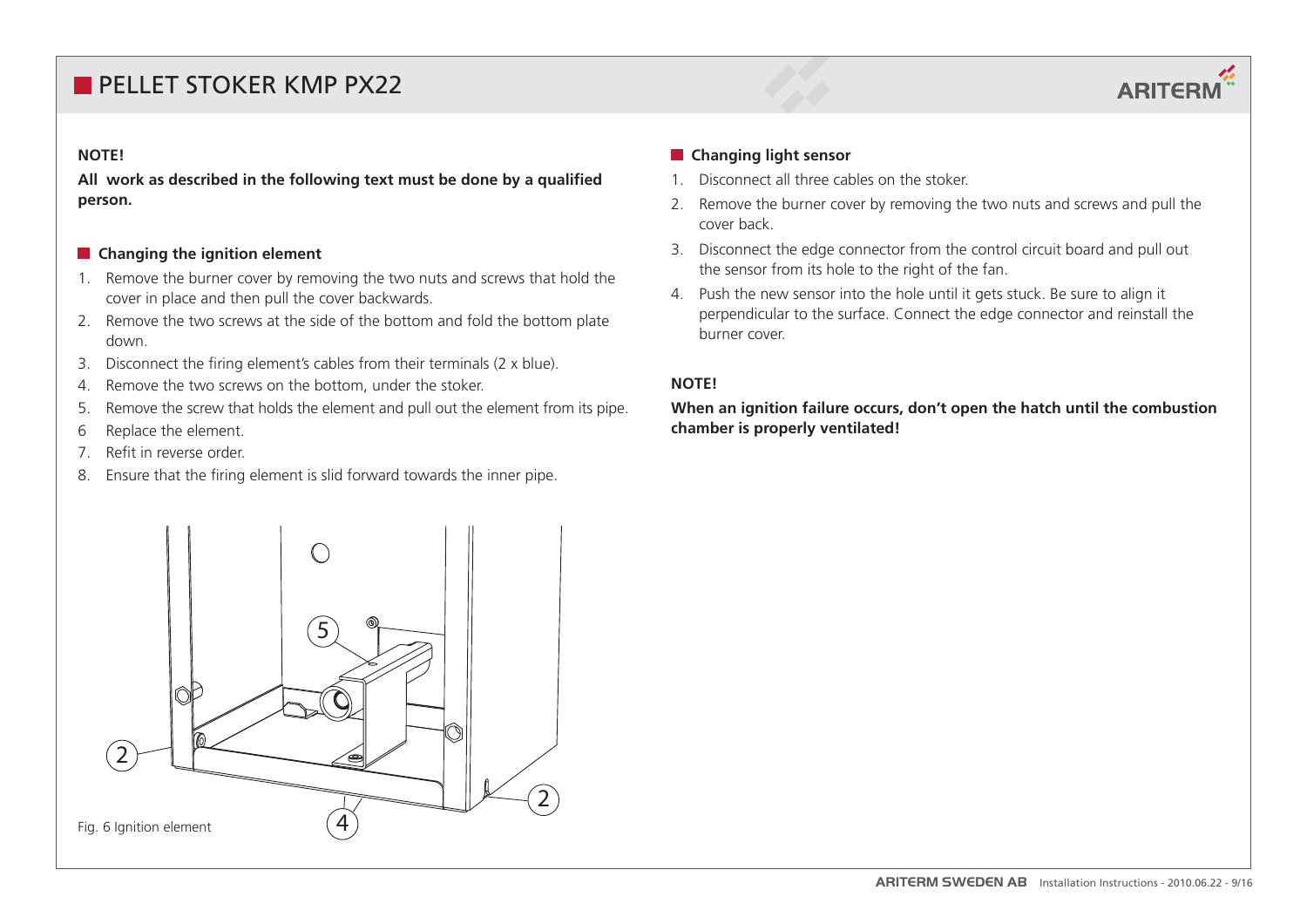**NOTE!**

**All work as described in the following text must be done by a qualified person.**

## Changing the ignition element

1. Remove the burner cover by removing the two nuts and screws that hold the cover in place and then pull the cover backwards.
2. Remove the two screws at the side of the bottom and fold the bottom plate down.
3. Disconnect the firing element's cables from their terminals (2 x blue).
4. Remove the two screws on the bottom, under the stoker.
5. Remove the screw that holds the element and pull out the element from its pipe.
6. Replace the element.
7. Refit in reverse order.
8. Ensure that the firing element is slid forward towards the inner pipe.

Fig. 6 Ignition element

## Changing light sensor

1. Disconnect all three cables on the stoker.
2. Remove the burner cover by removing the two nuts and screws and pull the cover back.
3. Disconnect the edge connector from the control circuit board and pull out the sensor from its hole to the right of the fan.
4. Push the new sensor into the hole until it gets stuck. Be sure to align it perpendicular to the surface. Connect the edge connector and reinstall the burner cover.

**NOTE!**

**When an ignition failure occurs, don't open the hatch until the combustion chamber is properly ventilated!**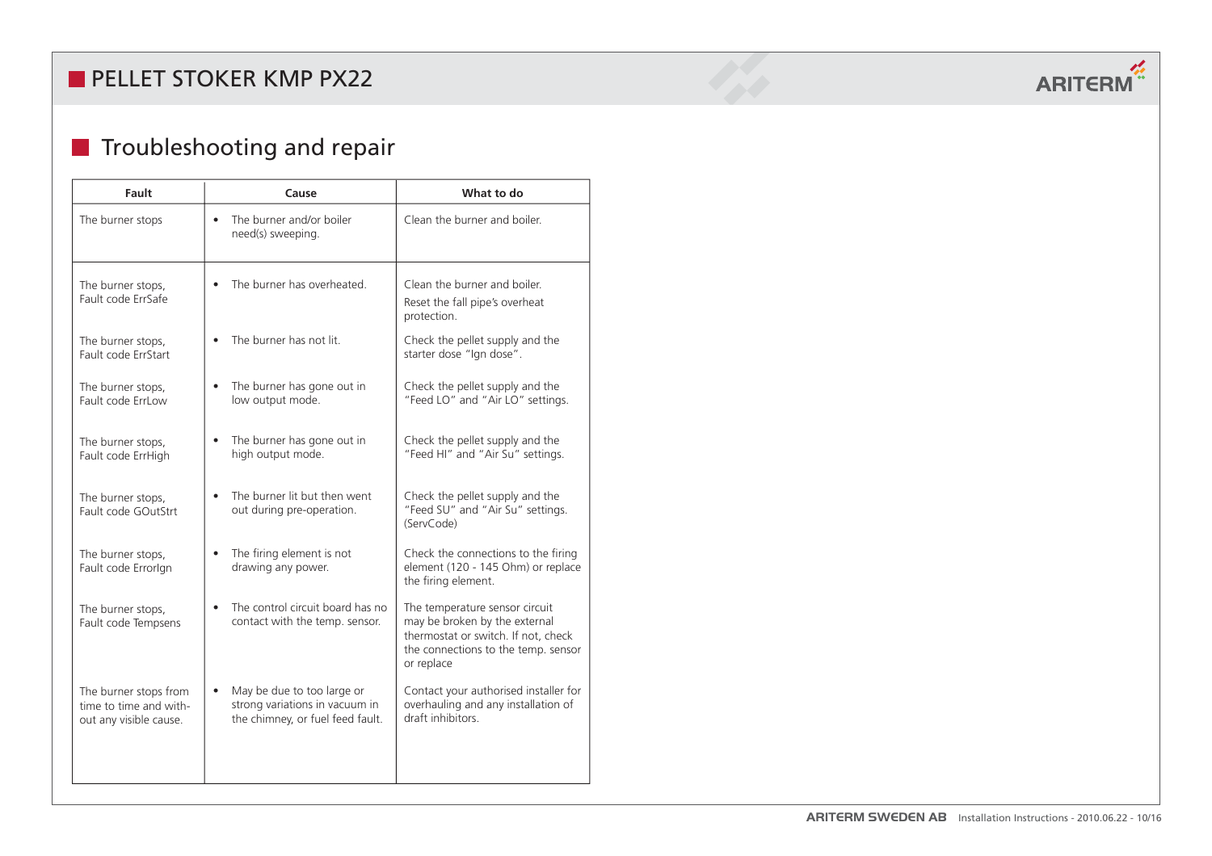## Troubleshooting and repair

| Fault | Cause | What to do |
|---|---|---|
| The burner stops | • The burner and/or boiler need(s) sweeping. | Clean the burner and boiler. |
| The burner stops, Fault code ErrSafe | • The burner has overheated. | Clean the burner and boiler. Reset the fall pipe's overheat protection. |
| The burner stops, Fault code ErrStart | • The burner has not lit. | Check the pellet supply and the starter dose "Ign dose". |
| The burner stops, Fault code ErrLow | • The burner has gone out in low output mode. | Check the pellet supply and the "Feed LO" and "Air LO" settings. |
| The burner stops, Fault code ErrHigh | • The burner has gone out in high output mode. | Check the pellet supply and the "Feed HI" and "Air Su" settings. |
| The burner stops, Fault code GOutStrt | • The burner lit but then went out during pre-operation. | Check the pellet supply and the "Feed SU" and "Air Su" settings. (ServCode) |
| The burner stops, Fault code ErrorIgn | • The firing element is not drawing any power. | Check the connections to the firing element (120 - 145 Ohm) or replace the firing element. |
| The burner stops, Fault code Tempsens | • The control circuit board has no contact with the temp. sensor. | The temperature sensor circuit may be broken by the external thermostat or switch. If not, check the connections to the temp. sensor or replace |
| The burner stops from time to time and without any visible cause. | • May be due to too large or strong variations in vacuum in the chimney, or fuel feed fault. | Contact your authorised installer for overhauling and any installation of draft inhibitors. |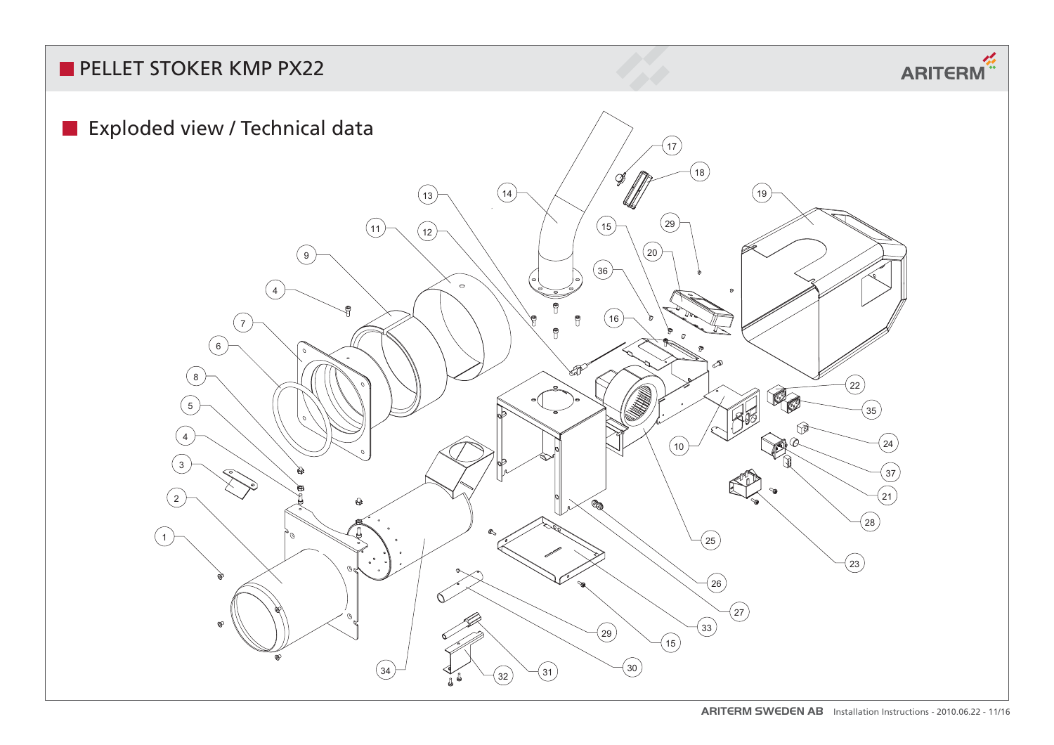# PELLET STOKER KMP PX22

## Exploded view / Technical data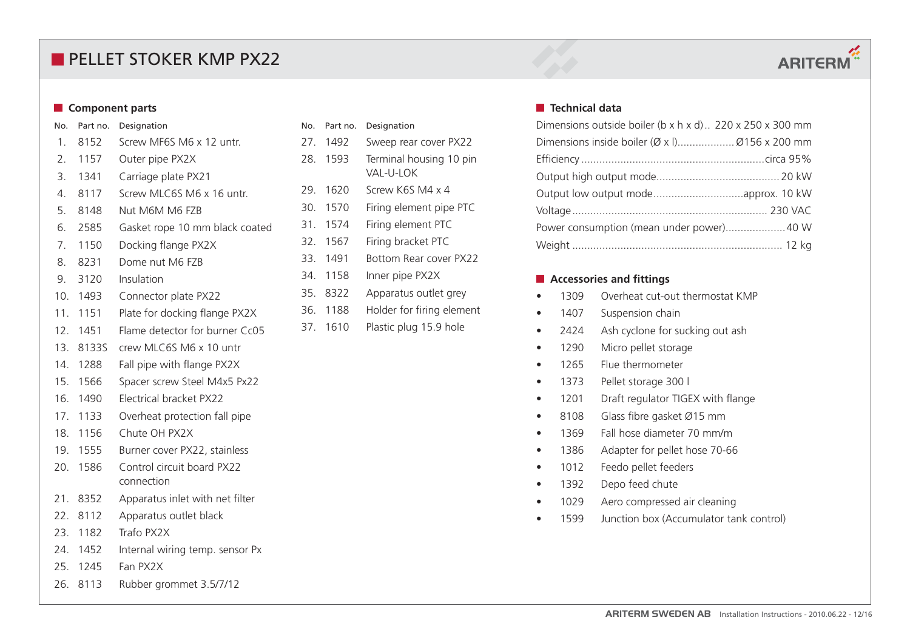# PELLET STOKER KMP PX22

## Component parts

| No. | Part no. | Designation |
|---|---|---|
| 1. | 8152 | Screw MF6S M6 x 12 untr. |
| 2. | 1157 | Outer pipe PX2X |
| 3. | 1341 | Carriage plate PX21 |
| 4. | 8117 | Screw MLC6S M6 x 16 untr. |
| 5. | 8148 | Nut M6M M6 FZB |
| 6. | 2585 | Gasket rope 10 mm black coated |
| 7. | 1150 | Docking flange PX2X |
| 8. | 8231 | Dome nut M6 FZB |
| 9. | 3120 | Insulation |
| 10. | 1493 | Connector plate PX22 |
| 11. | 1151 | Plate for docking flange PX2X |
| 12. | 1451 | Flame detector for burner Cc05 |
| 13. | 8133S | crew MLC6S M6 x 10 untr |
| 14. | 1288 | Fall pipe with flange PX2X |
| 15. | 1566 | Spacer screw Steel M4x5 Px22 |
| 16. | 1490 | Electrical bracket PX22 |
| 17. | 1133 | Overheat protection fall pipe |
| 18. | 1156 | Chute OH PX2X |
| 19. | 1555 | Burner cover PX22, stainless |
| 20. | 1586 | Control circuit board PX22 connection |
| 21. | 8352 | Apparatus inlet with net filter |
| 22. | 8112 | Apparatus outlet black |
| 23. | 1182 | Trafo PX2X |
| 24. | 1452 | Internal wiring temp. sensor Px |
| 25. | 1245 | Fan PX2X |
| 26. | 8113 | Rubber grommet 3.5/7/12 |
| 27. | 1492 | Sweep rear cover PX22 |
| 28. | 1593 | Terminal housing 10 pin VAL-U-LOK |
| 29. | 1620 | Screw K6S M4 x 4 |
| 30. | 1570 | Firing element pipe PTC |
| 31. | 1574 | Firing element PTC |
| 32. | 1567 | Firing bracket PTC |
| 33. | 1491 | Bottom Rear cover PX22 |
| 34. | 1158 | Inner pipe PX2X |
| 35. | 8322 | Apparatus outlet grey |
| 36. | 1188 | Holder for firing element |
| 37. | 1610 | Plastic plug 15.9 hole |

## Technical data

| | |
|---|---|
| Dimensions outside boiler (b x h x d) | 220 x 250 x 300 mm |
| Dimensions inside boiler (Ø x l) | Ø156 x 200 mm |
| Efficiency | circa 95% |
| Output high output mode | 20 kW |
| Output low output mode | approx. 10 kW |
| Voltage | 230 VAC |
| Power consumption (mean under power) | 40 W |
| Weight | 12 kg |

## Accessories and fittings

- 1309 Overheat cut-out thermostat KMP
- 1407 Suspension chain
- 2424 Ash cyclone for sucking out ash
- 1290 Micro pellet storage
- 1265 Flue thermometer
- 1373 Pellet storage 300 l
- 1201 Draft regulator TIGEX with flange
- 8108 Glass fibre gasket Ø15 mm
- 1369 Fall hose diameter 70 mm/m
- 1386 Adapter for pellet hose 70-66
- 1012 Feedo pellet feeders
- 1392 Depo feed chute
- 1029 Aero compressed air cleaning
- 1599 Junction box (Accumulator tank control)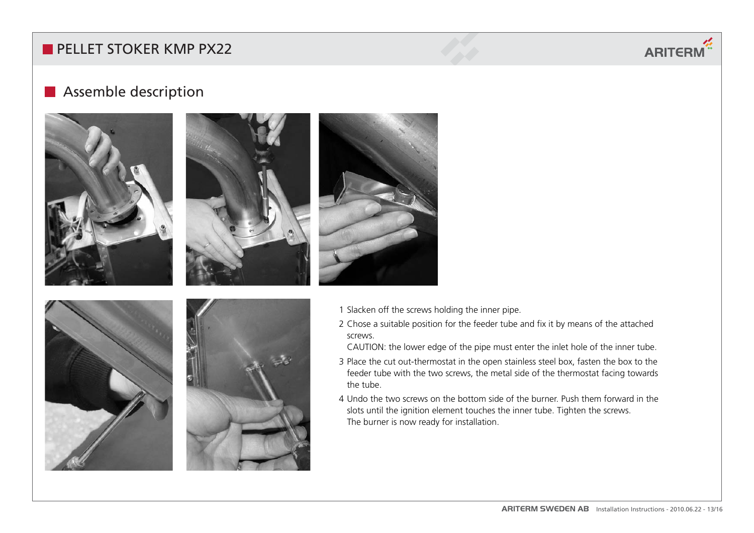## Assemble description

1. Slacken off the screws holding the inner pipe.
2. Chose a suitable position for the feeder tube and fix it by means of the attached screws.
   CAUTION: the lower edge of the pipe must enter the inlet hole of the inner tube.
3. Place the cut out-thermostat in the open stainless steel box, fasten the box to the feeder tube with the two screws, the metal side of the thermostat facing towards the tube.
4. Undo the two screws on the bottom side of the burner. Push them forward in the slots until the ignition element touches the inner tube. Tighten the screws.
   The burner is now ready for installation.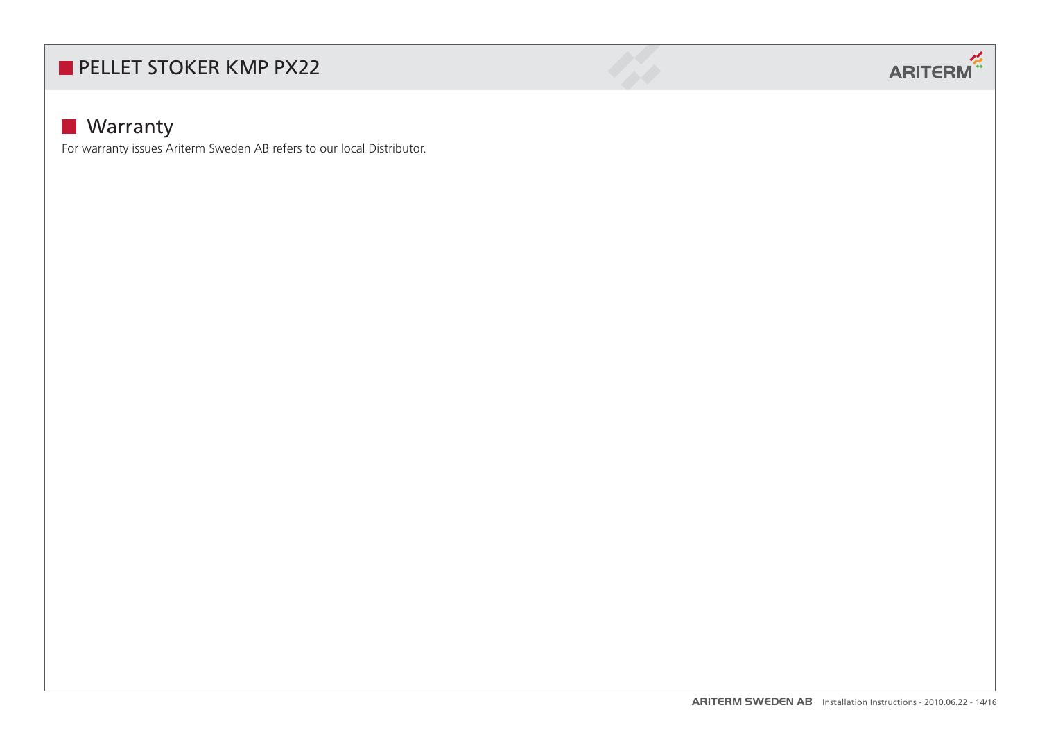## Warranty

For warranty issues Ariterm Sweden AB refers to our local Distributor.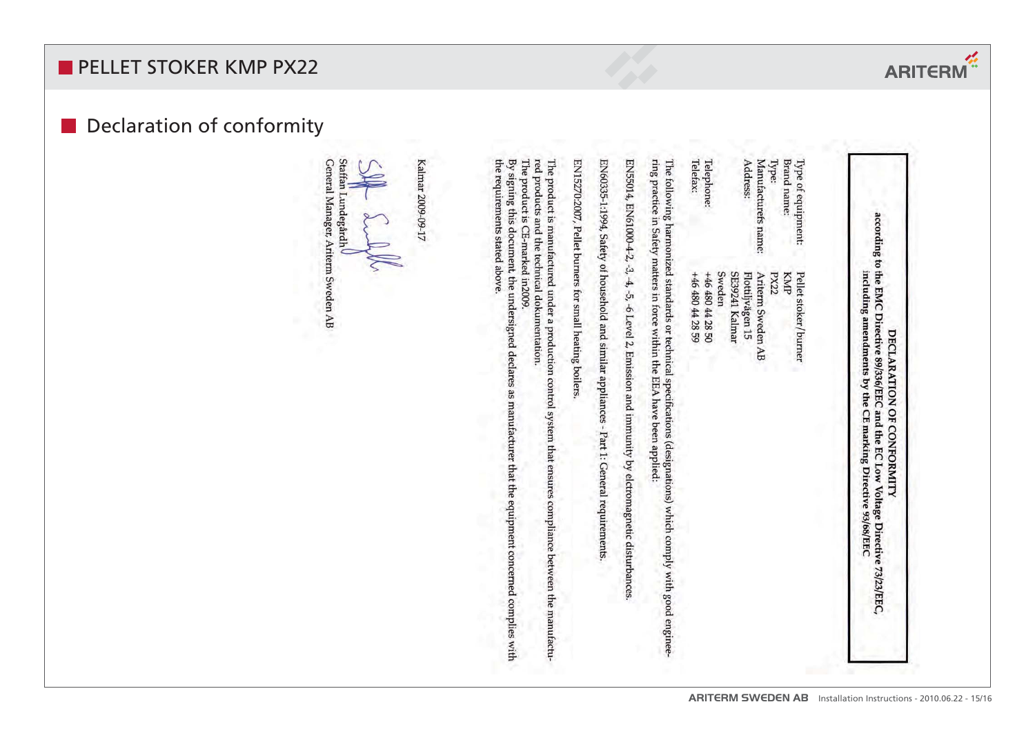# PELLET STOKER KMP PX22

## Declaration of conformity

**DECLARATION OF CONFORMITY**
**according to the EMC Directive 89/336/EEC and the EC Low Voltage Directive 73/23/EEC, including amendments by the CE marking Directive 93/68/EEC**

| | |
|---|---|
| Type of equipment: | Pellet stoker/burner |
| Brand name: | KMP |
| Type: | PX22 |
| Manufacturers name: | Ariterm Sweden AB |
| Adress: | Flottiljvägen 15 |
| | SE39241 Kalmar |
| | Sweden |
| Telephone: | +46 480 44 28 50 |
| Telefax: | +46 480 44 28 59 |

The following harmonized standards or technical specifications (designations) which comply with good engineering practice in Safety matters in force within the EEA have been applied:

EN55014, EN61000-4-2, -3, -4, -5, -6 Level 2, Emission and immunity by elctromagnetic disturbances.

EN60335-1:1994, Safety of household and similar appliances - Part 1: General requirements.

EN15270:2007, Pellet burners for small heating boilers.

The product is manufactured under a production control system that ensures compliance between the manufactured products and the technical dokumentation.
The product is CE-marked in2009.
By signing this document the undersigned declares as manufacturer that the equipment concerned complies with the requirements stated above.

Kalmar 2009-09-17

Staffan Lundegårdh
General Manager, Ariterm Sweden AB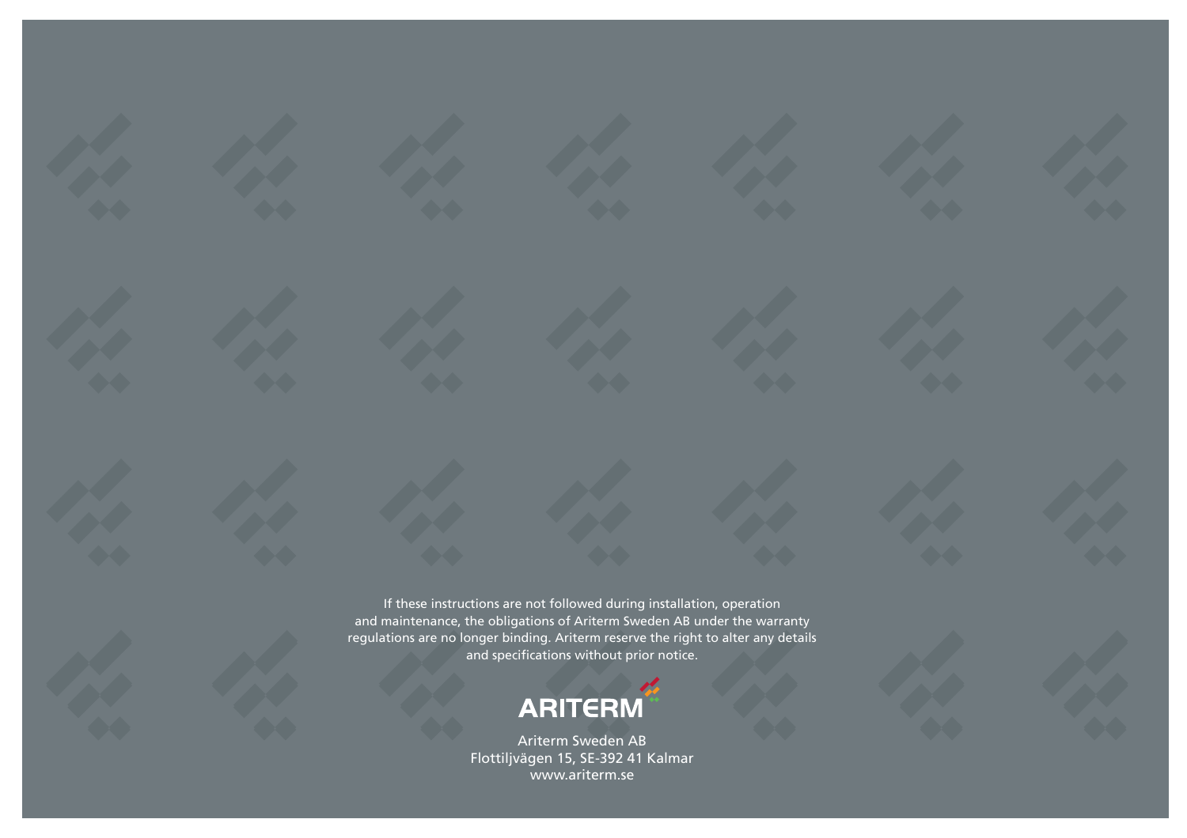If these instructions are not followed during installation, operation and maintenance, the obligations of Ariterm Sweden AB under the warranty regulations are no longer binding. Ariterm reserve the right to alter any details and specifications without prior notice.

ARITERM

Ariterm Sweden AB
Flottiljvägen 15, SE-392 41 Kalmar
www.ariterm.se